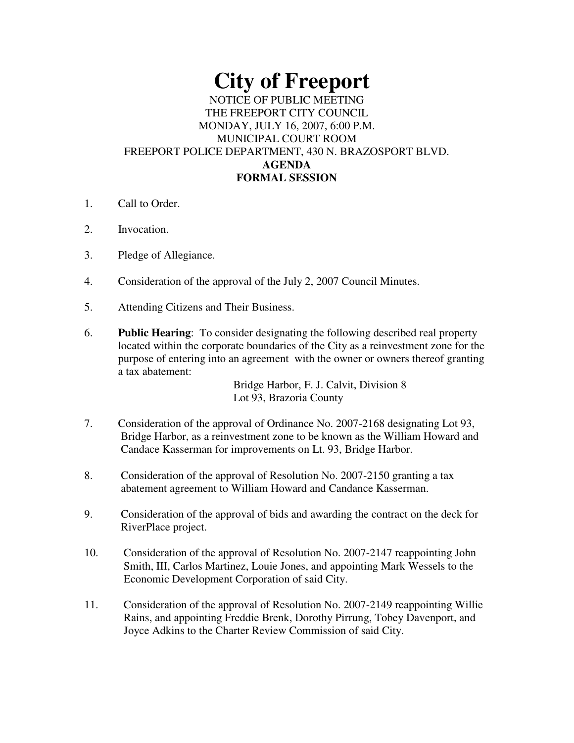# City of Freeport

NOTICE OF PUBLIC MEETING
THE FREEPORT CITY COUNCIL
MONDAY, JULY 16, 2007, 6:00 P.M.
MUNICIPAL COURT ROOM
FREEPORT POLICE DEPARTMENT, 430 N. BRAZOSPORT BLVD.

**AGENDA**
**FORMAL SESSION**

1. Call to Order.

2. Invocation.

3. Pledge of Allegiance.

4. Consideration of the approval of the July 2, 2007 Council Minutes.

5. Attending Citizens and Their Business.

6. **Public Hearing**: To consider designating the following described real property located within the corporate boundaries of the City as a reinvestment zone for the purpose of entering into an agreement with the owner or owners thereof granting a tax abatement:

   Bridge Harbor, F. J. Calvit, Division 8
   Lot 93, Brazoria County

7. Consideration of the approval of Ordinance No. 2007-2168 designating Lot 93, Bridge Harbor, as a reinvestment zone to be known as the William Howard and Candace Kasserman for improvements on Lt. 93, Bridge Harbor.

8. Consideration of the approval of Resolution No. 2007-2150 granting a tax abatement agreement to William Howard and Candance Kasserman.

9. Consideration of the approval of bids and awarding the contract on the deck for RiverPlace project.

10. Consideration of the approval of Resolution No. 2007-2147 reappointing John Smith, III, Carlos Martinez, Louie Jones, and appointing Mark Wessels to the Economic Development Corporation of said City.

11. Consideration of the approval of Resolution No. 2007-2149 reappointing Willie Rains, and appointing Freddie Brenk, Dorothy Pirrung, Tobey Davenport, and Joyce Adkins to the Charter Review Commission of said City.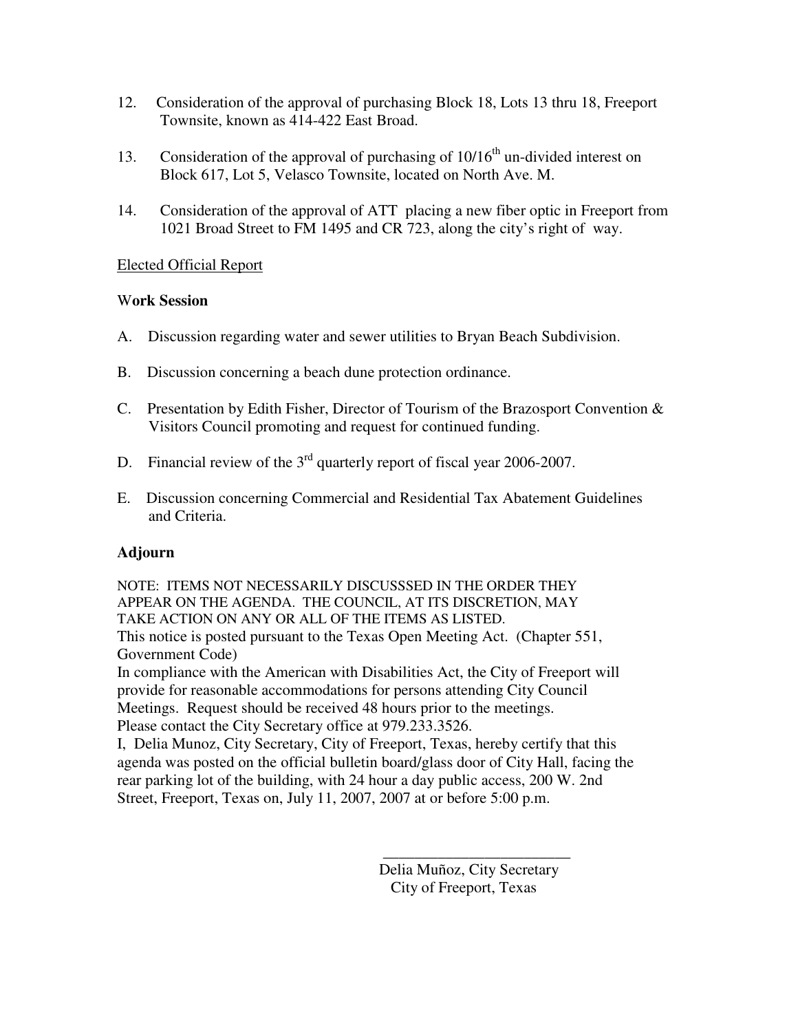12. Consideration of the approval of purchasing Block 18, Lots 13 thru 18, Freeport Townsite, known as 414-422 East Broad.

13. Consideration of the approval of purchasing of 10/16$^{th}$ un-divided interest on Block 617, Lot 5, Velasco Townsite, located on North Ave. M.

14. Consideration of the approval of ATT placing a new fiber optic in Freeport from 1021 Broad Street to FM 1495 and CR 723, along the city's right of way.

<u>Elected Official Report</u>

**Work Session**

A. Discussion regarding water and sewer utilities to Bryan Beach Subdivision.

B. Discussion concerning a beach dune protection ordinance.

C. Presentation by Edith Fisher, Director of Tourism of the Brazosport Convention & Visitors Council promoting and request for continued funding.

D. Financial review of the 3$^{rd}$ quarterly report of fiscal year 2006-2007.

E. Discussion concerning Commercial and Residential Tax Abatement Guidelines and Criteria.

**Adjourn**

NOTE: ITEMS NOT NECESSARILY DISCUSSSED IN THE ORDER THEY APPEAR ON THE AGENDA. THE COUNCIL, AT ITS DISCRETION, MAY TAKE ACTION ON ANY OR ALL OF THE ITEMS AS LISTED.

This notice is posted pursuant to the Texas Open Meeting Act. (Chapter 551, Government Code)

In compliance with the American with Disabilities Act, the City of Freeport will provide for reasonable accommodations for persons attending City Council Meetings. Request should be received 48 hours prior to the meetings. Please contact the City Secretary office at 979.233.3526.

I, Delia Munoz, City Secretary, City of Freeport, Texas, hereby certify that this agenda was posted on the official bulletin board/glass door of City Hall, facing the rear parking lot of the building, with 24 hour a day public access, 200 W. 2nd Street, Freeport, Texas on, July 11, 2007, 2007 at or before 5:00 p.m.

\_\_\_\_\_\_\_\_\_\_\_\_\_\_\_\_\_\_\_\_\_\_\_\_

Delia Muñoz, City Secretary
City of Freeport, Texas